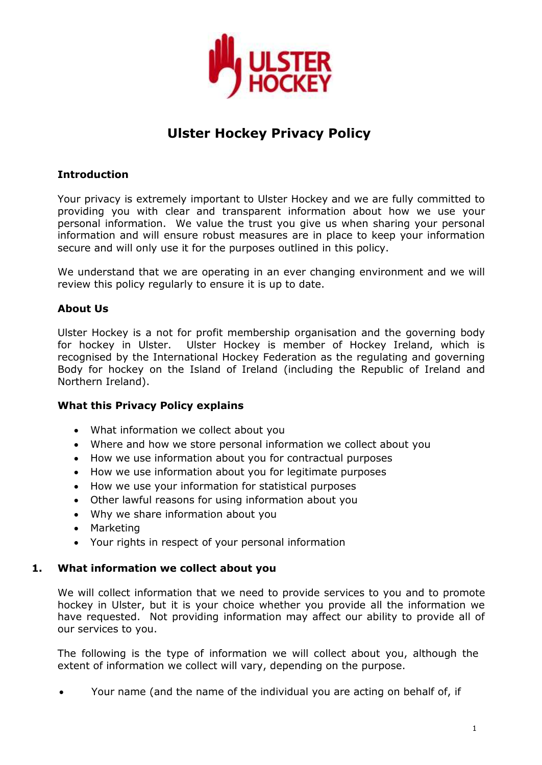# Ulster Hockey Privacy Policy

## Introduction

Your privacy is extremely important to Ulster Hockey and we are fully committed to providing you with clear and transparent information about how we use your personal information. We value the trust you give us when sharing your personal information and will ensure robust measures are in place to keep your information secure and will only use it for the purposes outlined in this policy.

We understand that we are operating in an ever changing environment and we will review this policy regularly to ensure it is up to date.

## About Us

Ulster Hockey is a not for profit membership organisation and the governing body for hockey in Ulster. Ulster Hockey is member of Hockey Ireland, which is recognised by the International Hockey Federation as the regulating and governing Body for hockey on the Island of Ireland (including the Republic of Ireland and Northern Ireland).

## What this Privacy Policy explains

- What information we collect about you
- Where and how we store personal information we collect about you
- How we use information about you for contractual purposes
- How we use information about you for legitimate purposes
- How we use your information for statistical purposes
- Other lawful reasons for using information about you
- Why we share information about you
- Marketing
- Your rights in respect of your personal information

## 1. What information we collect about you

We will collect information that we need to provide services to you and to promote hockey in Ulster, but it is your choice whether you provide all the information we have requested. Not providing information may affect our ability to provide all of our services to you.

The following is the type of information we will collect about you, although the extent of information we collect will vary, depending on the purpose.

- Your name (and the name of the individual you are acting on behalf of, if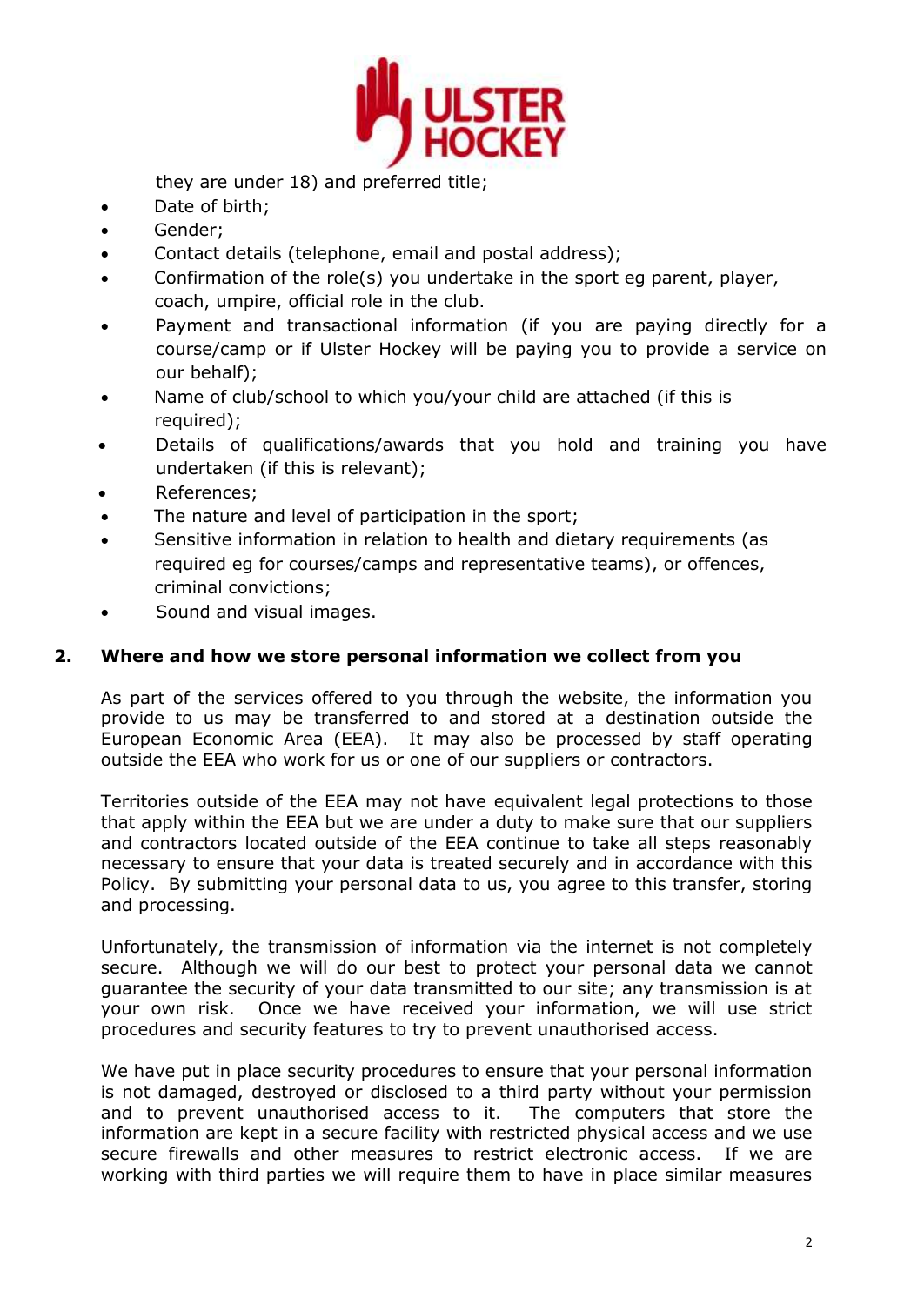they are under 18) and preferred title;

- Date of birth;
- Gender;
- Contact details (telephone, email and postal address);
- Confirmation of the role(s) you undertake in the sport eg parent, player, coach, umpire, official role in the club.
- Payment and transactional information (if you are paying directly for a course/camp or if Ulster Hockey will be paying you to provide a service on our behalf);
- Name of club/school to which you/your child are attached (if this is required);
- Details of qualifications/awards that you hold and training you have undertaken (if this is relevant);
- References;
- The nature and level of participation in the sport;
- Sensitive information in relation to health and dietary requirements (as required eg for courses/camps and representative teams), or offences, criminal convictions;
- Sound and visual images.

## 2. Where and how we store personal information we collect from you

As part of the services offered to you through the website, the information you provide to us may be transferred to and stored at a destination outside the European Economic Area (EEA). It may also be processed by staff operating outside the EEA who work for us or one of our suppliers or contractors.

Territories outside of the EEA may not have equivalent legal protections to those that apply within the EEA but we are under a duty to make sure that our suppliers and contractors located outside of the EEA continue to take all steps reasonably necessary to ensure that your data is treated securely and in accordance with this Policy. By submitting your personal data to us, you agree to this transfer, storing and processing.

Unfortunately, the transmission of information via the internet is not completely secure. Although we will do our best to protect your personal data we cannot guarantee the security of your data transmitted to our site; any transmission is at your own risk. Once we have received your information, we will use strict procedures and security features to try to prevent unauthorised access.

We have put in place security procedures to ensure that your personal information is not damaged, destroyed or disclosed to a third party without your permission and to prevent unauthorised access to it. The computers that store the information are kept in a secure facility with restricted physical access and we use secure firewalls and other measures to restrict electronic access. If we are working with third parties we will require them to have in place similar measures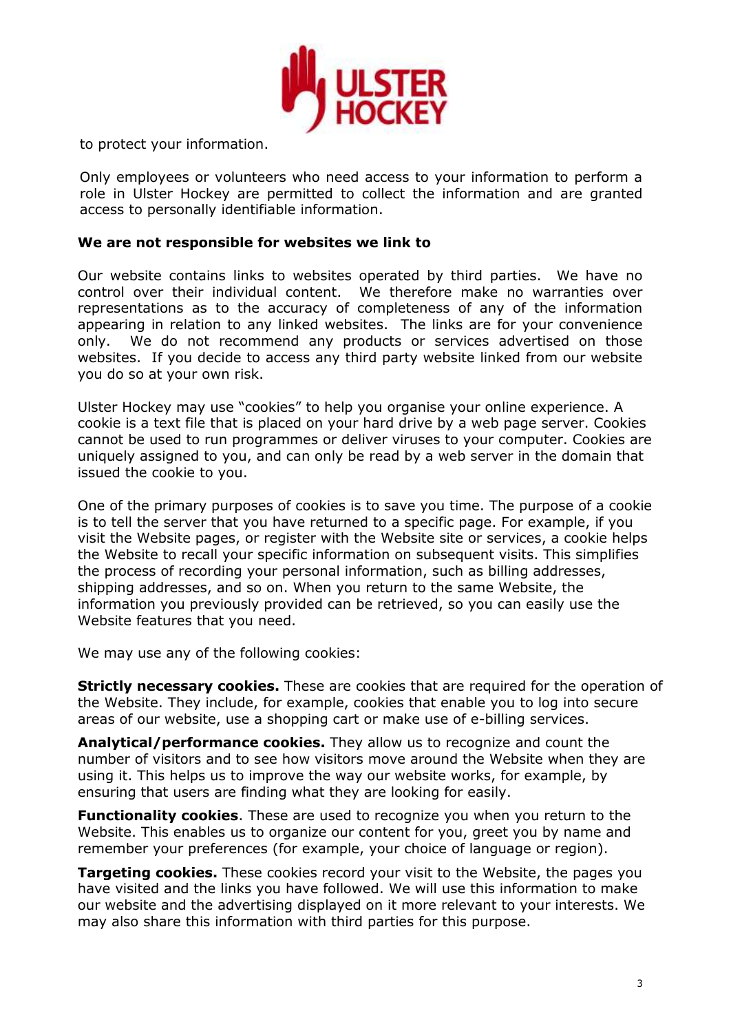to protect your information.

Only employees or volunteers who need access to your information to perform a role in Ulster Hockey are permitted to collect the information and are granted access to personally identifiable information.

**We are not responsible for websites we link to**

Our website contains links to websites operated by third parties. We have no control over their individual content. We therefore make no warranties over representations as to the accuracy of completeness of any of the information appearing in relation to any linked websites. The links are for your convenience only. We do not recommend any products or services advertised on those websites. If you decide to access any third party website linked from our website you do so at your own risk.

Ulster Hockey may use "cookies" to help you organise your online experience. A cookie is a text file that is placed on your hard drive by a web page server. Cookies cannot be used to run programmes or deliver viruses to your computer. Cookies are uniquely assigned to you, and can only be read by a web server in the domain that issued the cookie to you.

One of the primary purposes of cookies is to save you time. The purpose of a cookie is to tell the server that you have returned to a specific page. For example, if you visit the Website pages, or register with the Website site or services, a cookie helps the Website to recall your specific information on subsequent visits. This simplifies the process of recording your personal information, such as billing addresses, shipping addresses, and so on. When you return to the same Website, the information you previously provided can be retrieved, so you can easily use the Website features that you need.

We may use any of the following cookies:

**Strictly necessary cookies.** These are cookies that are required for the operation of the Website. They include, for example, cookies that enable you to log into secure areas of our website, use a shopping cart or make use of e-billing services.

**Analytical/performance cookies.** They allow us to recognize and count the number of visitors and to see how visitors move around the Website when they are using it. This helps us to improve the way our website works, for example, by ensuring that users are finding what they are looking for easily.

**Functionality cookies**. These are used to recognize you when you return to the Website. This enables us to organize our content for you, greet you by name and remember your preferences (for example, your choice of language or region).

**Targeting cookies.** These cookies record your visit to the Website, the pages you have visited and the links you have followed. We will use this information to make our website and the advertising displayed on it more relevant to your interests. We may also share this information with third parties for this purpose.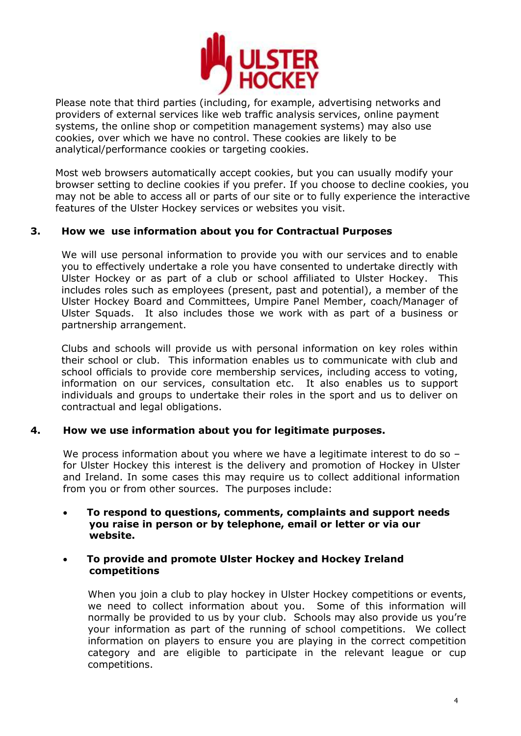Please note that third parties (including, for example, advertising networks and providers of external services like web traffic analysis services, online payment systems, the online shop or competition management systems) may also use cookies, over which we have no control. These cookies are likely to be analytical/performance cookies or targeting cookies.

Most web browsers automatically accept cookies, but you can usually modify your browser setting to decline cookies if you prefer. If you choose to decline cookies, you may not be able to access all or parts of our site or to fully experience the interactive features of the Ulster Hockey services or websites you visit.

## 3. How we use information about you for Contractual Purposes

We will use personal information to provide you with our services and to enable you to effectively undertake a role you have consented to undertake directly with Ulster Hockey or as part of a club or school affiliated to Ulster Hockey. This includes roles such as employees (present, past and potential), a member of the Ulster Hockey Board and Committees, Umpire Panel Member, coach/Manager of Ulster Squads. It also includes those we work with as part of a business or partnership arrangement.

Clubs and schools will provide us with personal information on key roles within their school or club. This information enables us to communicate with club and school officials to provide core membership services, including access to voting, information on our services, consultation etc. It also enables us to support individuals and groups to undertake their roles in the sport and us to deliver on contractual and legal obligations.

## 4. How we use information about you for legitimate purposes.

We process information about you where we have a legitimate interest to do so – for Ulster Hockey this interest is the delivery and promotion of Hockey in Ulster and Ireland. In some cases this may require us to collect additional information from you or from other sources. The purposes include:

- **To respond to questions, comments, complaints and support needs you raise in person or by telephone, email or letter or via our website.**

- **To provide and promote Ulster Hockey and Hockey Ireland competitions**

  When you join a club to play hockey in Ulster Hockey competitions or events, we need to collect information about you. Some of this information will normally be provided to us by your club. Schools may also provide us you're your information as part of the running of school competitions. We collect information on players to ensure you are playing in the correct competition category and are eligible to participate in the relevant league or cup competitions.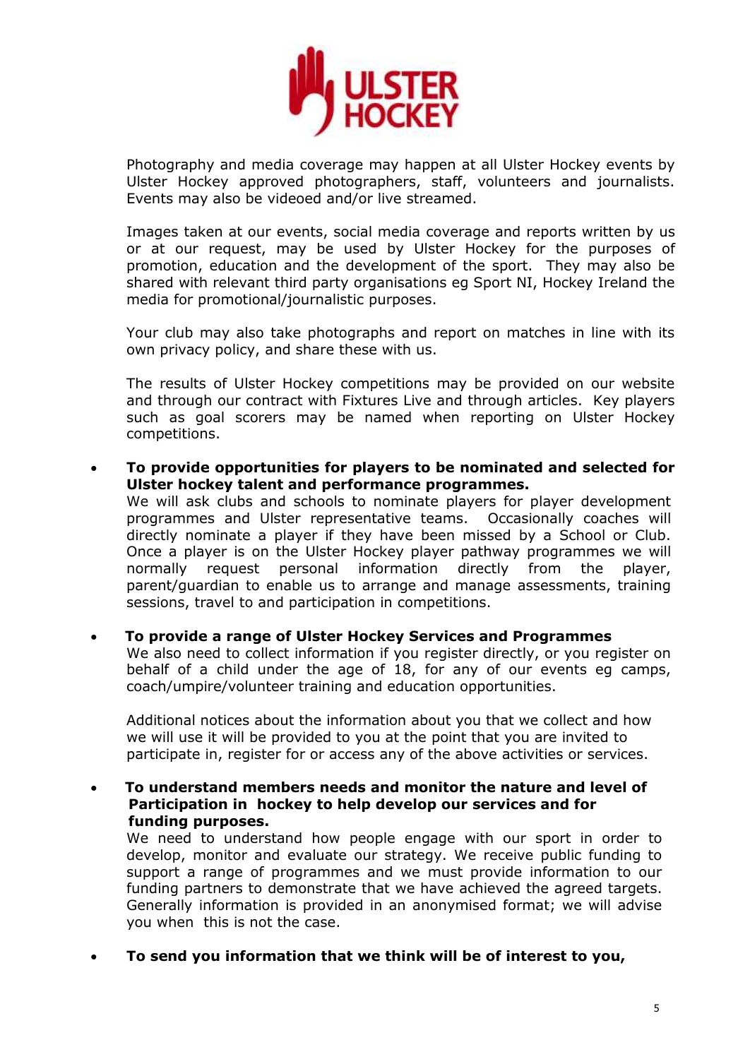Photography and media coverage may happen at all Ulster Hockey events by Ulster Hockey approved photographers, staff, volunteers and journalists. Events may also be videoed and/or live streamed.

Images taken at our events, social media coverage and reports written by us or at our request, may be used by Ulster Hockey for the purposes of promotion, education and the development of the sport. They may also be shared with relevant third party organisations eg Sport NI, Hockey Ireland the media for promotional/journalistic purposes.

Your club may also take photographs and report on matches in line with its own privacy policy, and share these with us.

The results of Ulster Hockey competitions may be provided on our website and through our contract with Fixtures Live and through articles. Key players such as goal scorers may be named when reporting on Ulster Hockey competitions.

- **To provide opportunities for players to be nominated and selected for Ulster hockey talent and performance programmes.**
  We will ask clubs and schools to nominate players for player development programmes and Ulster representative teams. Occasionally coaches will directly nominate a player if they have been missed by a School or Club. Once a player is on the Ulster Hockey player pathway programmes we will normally request personal information directly from the player, parent/guardian to enable us to arrange and manage assessments, training sessions, travel to and participation in competitions.

- **To provide a range of Ulster Hockey Services and Programmes**
  We also need to collect information if you register directly, or you register on behalf of a child under the age of 18, for any of our events eg camps, coach/umpire/volunteer training and education opportunities.

  Additional notices about the information about you that we collect and how we will use it will be provided to you at the point that you are invited to participate in, register for or access any of the above activities or services.

- **To understand members needs and monitor the nature and level of Participation in hockey to help develop our services and for funding purposes.**
  We need to understand how people engage with our sport in order to develop, monitor and evaluate our strategy. We receive public funding to support a range of programmes and we must provide information to our funding partners to demonstrate that we have achieved the agreed targets. Generally information is provided in an anonymised format; we will advise you when this is not the case.

- **To send you information that we think will be of interest to you,**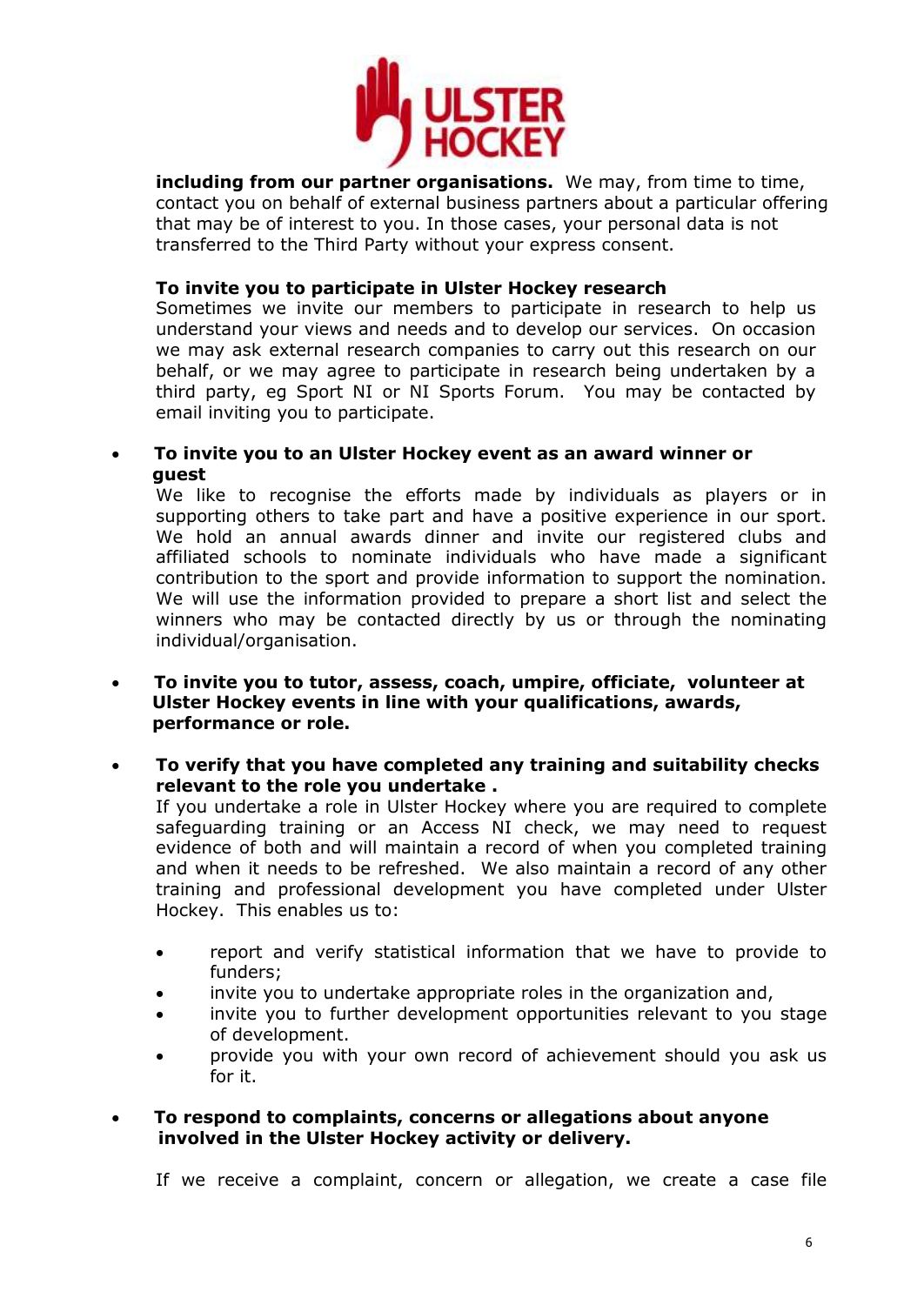**including from our partner organisations.** We may, from time to time, contact you on behalf of external business partners about a particular offering that may be of interest to you. In those cases, your personal data is not transferred to the Third Party without your express consent.

**To invite you to participate in Ulster Hockey research**
Sometimes we invite our members to participate in research to help us understand your views and needs and to develop our services. On occasion we may ask external research companies to carry out this research on our behalf, or we may agree to participate in research being undertaken by a third party, eg Sport NI or NI Sports Forum. You may be contacted by email inviting you to participate.

- **To invite you to an Ulster Hockey event as an award winner or guest**
  We like to recognise the efforts made by individuals as players or in supporting others to take part and have a positive experience in our sport. We hold an annual awards dinner and invite our registered clubs and affiliated schools to nominate individuals who have made a significant contribution to the sport and provide information to support the nomination. We will use the information provided to prepare a short list and select the winners who may be contacted directly by us or through the nominating individual/organisation.

- **To invite you to tutor, assess, coach, umpire, officiate, volunteer at Ulster Hockey events in line with your qualifications, awards, performance or role.**

- **To verify that you have completed any training and suitability checks relevant to the role you undertake .**
  If you undertake a role in Ulster Hockey where you are required to complete safeguarding training or an Access NI check, we may need to request evidence of both and will maintain a record of when you completed training and when it needs to be refreshed. We also maintain a record of any other training and professional development you have completed under Ulster Hockey. This enables us to:

  - report and verify statistical information that we have to provide to funders;
  - invite you to undertake appropriate roles in the organization and,
  - invite you to further development opportunities relevant to you stage of development.
  - provide you with your own record of achievement should you ask us for it.

- **To respond to complaints, concerns or allegations about anyone involved in the Ulster Hockey activity or delivery.**

  If we receive a complaint, concern or allegation, we create a case file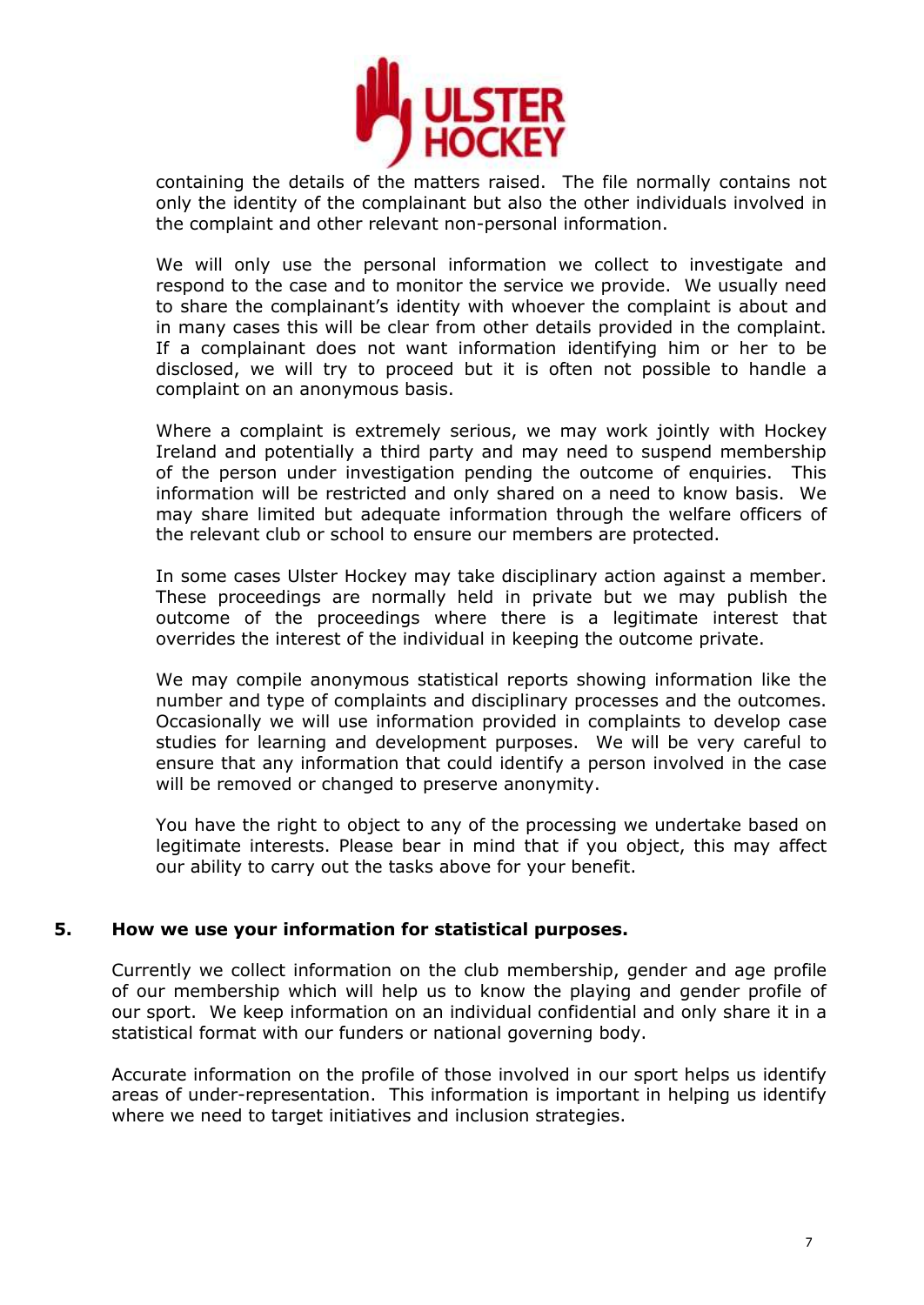containing the details of the matters raised. The file normally contains not only the identity of the complainant but also the other individuals involved in the complaint and other relevant non-personal information.

We will only use the personal information we collect to investigate and respond to the case and to monitor the service we provide. We usually need to share the complainant's identity with whoever the complaint is about and in many cases this will be clear from other details provided in the complaint. If a complainant does not want information identifying him or her to be disclosed, we will try to proceed but it is often not possible to handle a complaint on an anonymous basis.

Where a complaint is extremely serious, we may work jointly with Hockey Ireland and potentially a third party and may need to suspend membership of the person under investigation pending the outcome of enquiries. This information will be restricted and only shared on a need to know basis. We may share limited but adequate information through the welfare officers of the relevant club or school to ensure our members are protected.

In some cases Ulster Hockey may take disciplinary action against a member. These proceedings are normally held in private but we may publish the outcome of the proceedings where there is a legitimate interest that overrides the interest of the individual in keeping the outcome private.

We may compile anonymous statistical reports showing information like the number and type of complaints and disciplinary processes and the outcomes. Occasionally we will use information provided in complaints to develop case studies for learning and development purposes. We will be very careful to ensure that any information that could identify a person involved in the case will be removed or changed to preserve anonymity.

You have the right to object to any of the processing we undertake based on legitimate interests. Please bear in mind that if you object, this may affect our ability to carry out the tasks above for your benefit.

## 5. How we use your information for statistical purposes.

Currently we collect information on the club membership, gender and age profile of our membership which will help us to know the playing and gender profile of our sport. We keep information on an individual confidential and only share it in a statistical format with our funders or national governing body.

Accurate information on the profile of those involved in our sport helps us identify areas of under-representation. This information is important in helping us identify where we need to target initiatives and inclusion strategies.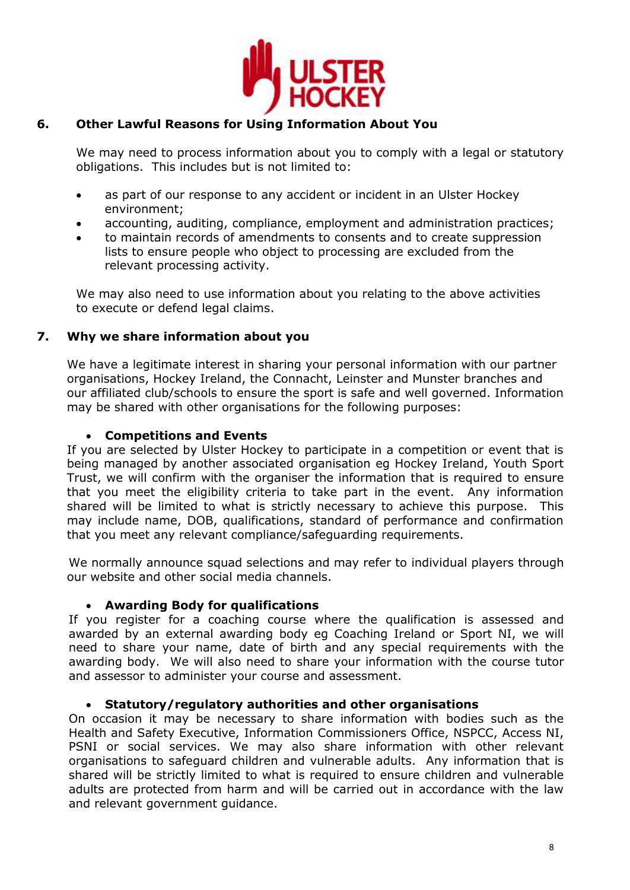## 6. Other Lawful Reasons for Using Information About You

We may need to process information about you to comply with a legal or statutory obligations. This includes but is not limited to:

- as part of our response to any accident or incident in an Ulster Hockey environment;
- accounting, auditing, compliance, employment and administration practices;
- to maintain records of amendments to consents and to create suppression lists to ensure people who object to processing are excluded from the relevant processing activity.

We may also need to use information about you relating to the above activities to execute or defend legal claims.

## 7. Why we share information about you

We have a legitimate interest in sharing your personal information with our partner organisations, Hockey Ireland, the Connacht, Leinster and Munster branches and our affiliated club/schools to ensure the sport is safe and well governed. Information may be shared with other organisations for the following purposes:

- **Competitions and Events**

If you are selected by Ulster Hockey to participate in a competition or event that is being managed by another associated organisation eg Hockey Ireland, Youth Sport Trust, we will confirm with the organiser the information that is required to ensure that you meet the eligibility criteria to take part in the event. Any information shared will be limited to what is strictly necessary to achieve this purpose. This may include name, DOB, qualifications, standard of performance and confirmation that you meet any relevant compliance/safeguarding requirements.

We normally announce squad selections and may refer to individual players through our website and other social media channels.

- **Awarding Body for qualifications**

If you register for a coaching course where the qualification is assessed and awarded by an external awarding body eg Coaching Ireland or Sport NI, we will need to share your name, date of birth and any special requirements with the awarding body. We will also need to share your information with the course tutor and assessor to administer your course and assessment.

- **Statutory/regulatory authorities and other organisations**

On occasion it may be necessary to share information with bodies such as the Health and Safety Executive, Information Commissioners Office, NSPCC, Access NI, PSNI or social services. We may also share information with other relevant organisations to safeguard children and vulnerable adults. Any information that is shared will be strictly limited to what is required to ensure children and vulnerable adults are protected from harm and will be carried out in accordance with the law and relevant government guidance.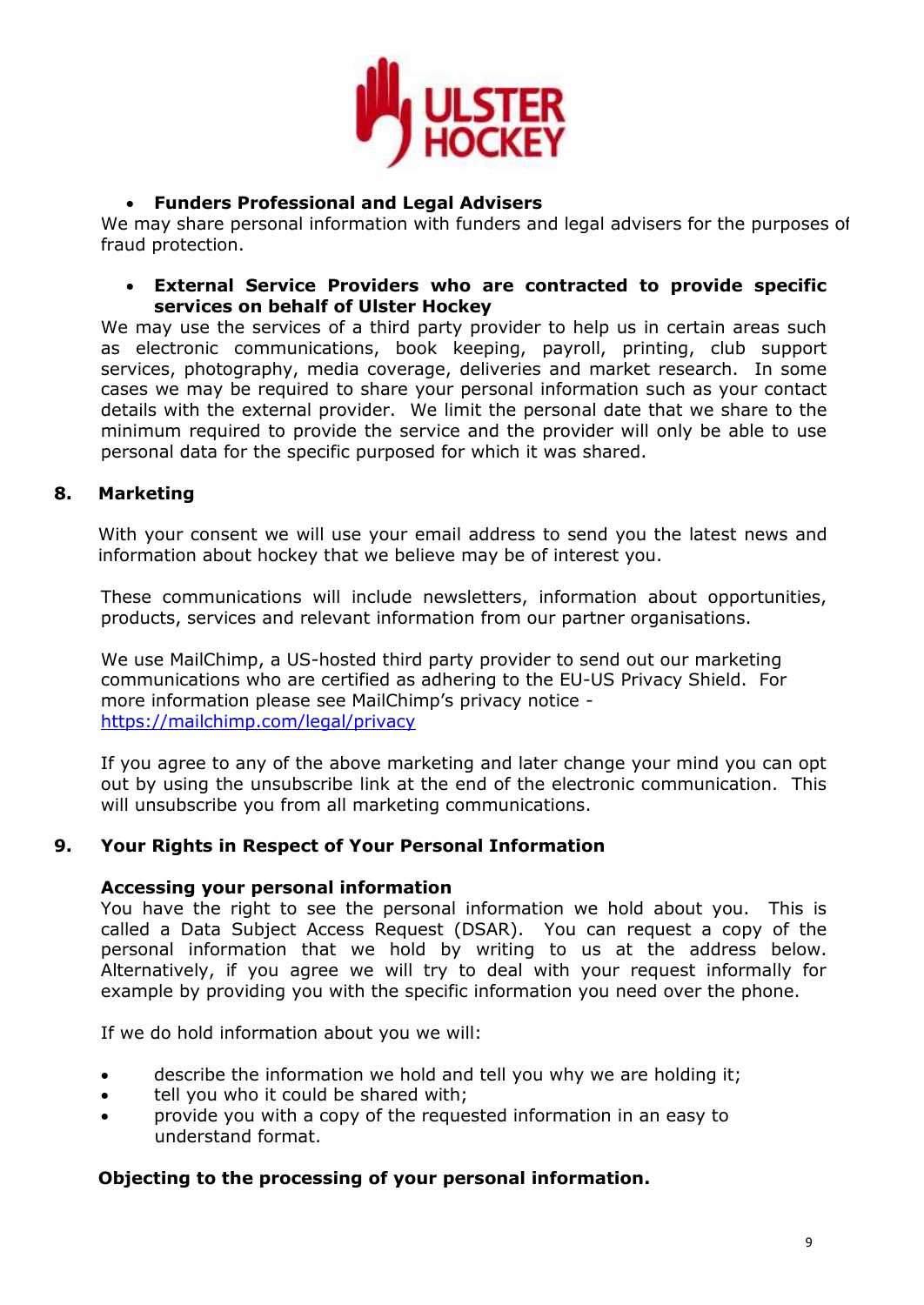- **Funders Professional and Legal Advisers**

We may share personal information with funders and legal advisers for the purposes of fraud protection.

- **External Service Providers who are contracted to provide specific services on behalf of Ulster Hockey**

We may use the services of a third party provider to help us in certain areas such as electronic communications, book keeping, payroll, printing, club support services, photography, media coverage, deliveries and market research. In some cases we may be required to share your personal information such as your contact details with the external provider. We limit the personal date that we share to the minimum required to provide the service and the provider will only be able to use personal data for the specific purposed for which it was shared.

## 8. Marketing

With your consent we will use your email address to send you the latest news and information about hockey that we believe may be of interest you.

These communications will include newsletters, information about opportunities, products, services and relevant information from our partner organisations.

We use MailChimp, a US-hosted third party provider to send out our marketing communications who are certified as adhering to the EU-US Privacy Shield. For more information please see MailChimp's privacy notice - [https://mailchimp.com/legal/privacy](https://mailchimp.com/legal/privacy)

If you agree to any of the above marketing and later change your mind you can opt out by using the unsubscribe link at the end of the electronic communication. This will unsubscribe you from all marketing communications.

## 9. Your Rights in Respect of Your Personal Information

**Accessing your personal information**

You have the right to see the personal information we hold about you. This is called a Data Subject Access Request (DSAR). You can request a copy of the personal information that we hold by writing to us at the address below. Alternatively, if you agree we will try to deal with your request informally for example by providing you with the specific information you need over the phone.

If we do hold information about you we will:

- describe the information we hold and tell you why we are holding it;
- tell you who it could be shared with;
- provide you with a copy of the requested information in an easy to understand format.

**Objecting to the processing of your personal information.**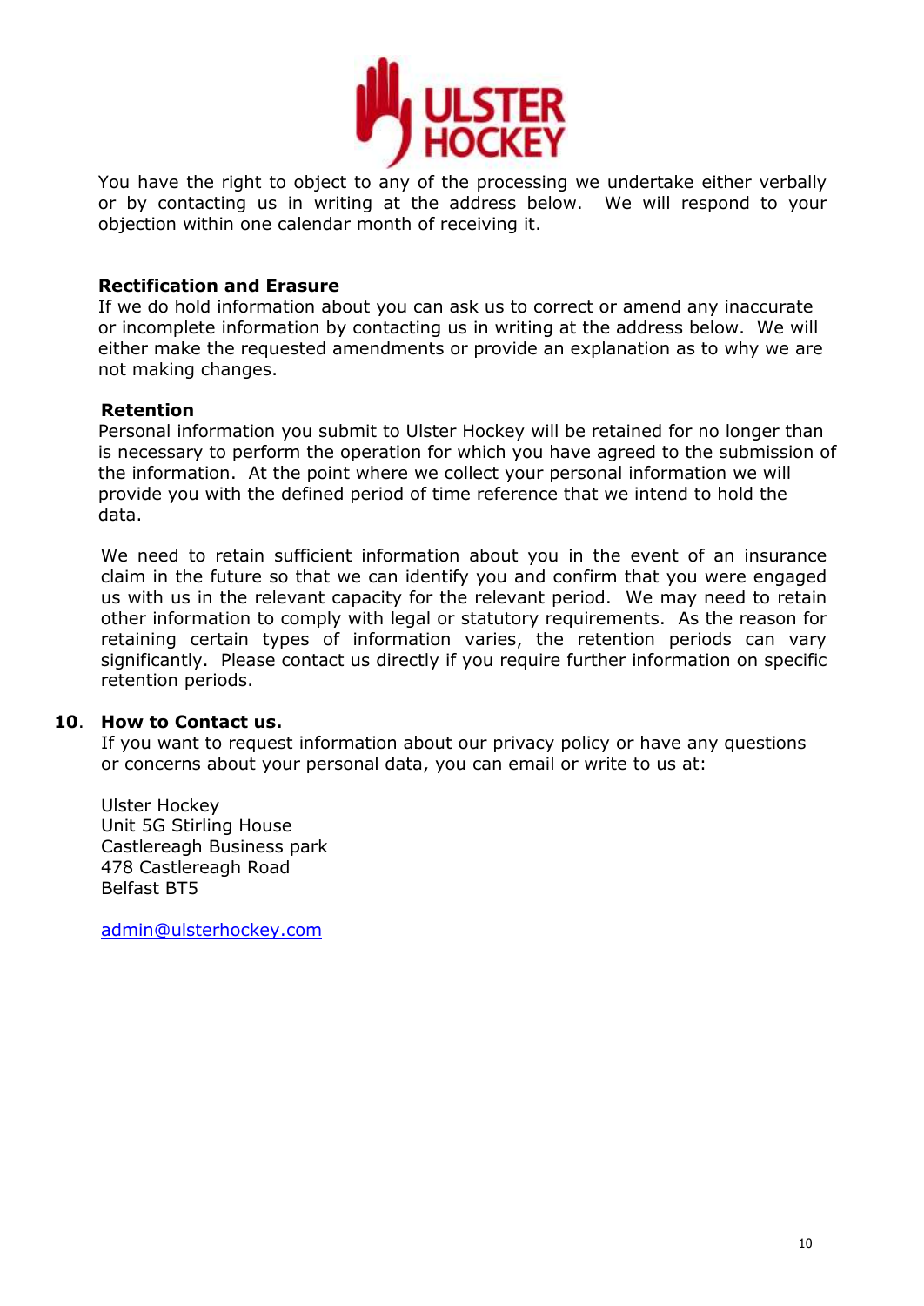You have the right to object to any of the processing we undertake either verbally or by contacting us in writing at the address below. We will respond to your objection within one calendar month of receiving it.

**Rectification and Erasure**

If we do hold information about you can ask us to correct or amend any inaccurate or incomplete information by contacting us in writing at the address below. We will either make the requested amendments or provide an explanation as to why we are not making changes.

**Retention**

Personal information you submit to Ulster Hockey will be retained for no longer than is necessary to perform the operation for which you have agreed to the submission of the information. At the point where we collect your personal information we will provide you with the defined period of time reference that we intend to hold the data.

We need to retain sufficient information about you in the event of an insurance claim in the future so that we can identify you and confirm that you were engaged us with us in the relevant capacity for the relevant period. We may need to retain other information to comply with legal or statutory requirements. As the reason for retaining certain types of information varies, the retention periods can vary significantly. Please contact us directly if you require further information on specific retention periods.

## 10. How to Contact us.

If you want to request information about our privacy policy or have any questions or concerns about your personal data, you can email or write to us at:

Ulster Hockey
Unit 5G Stirling House
Castlereagh Business park
478 Castlereagh Road
Belfast BT5

admin@ulsterhockey.com